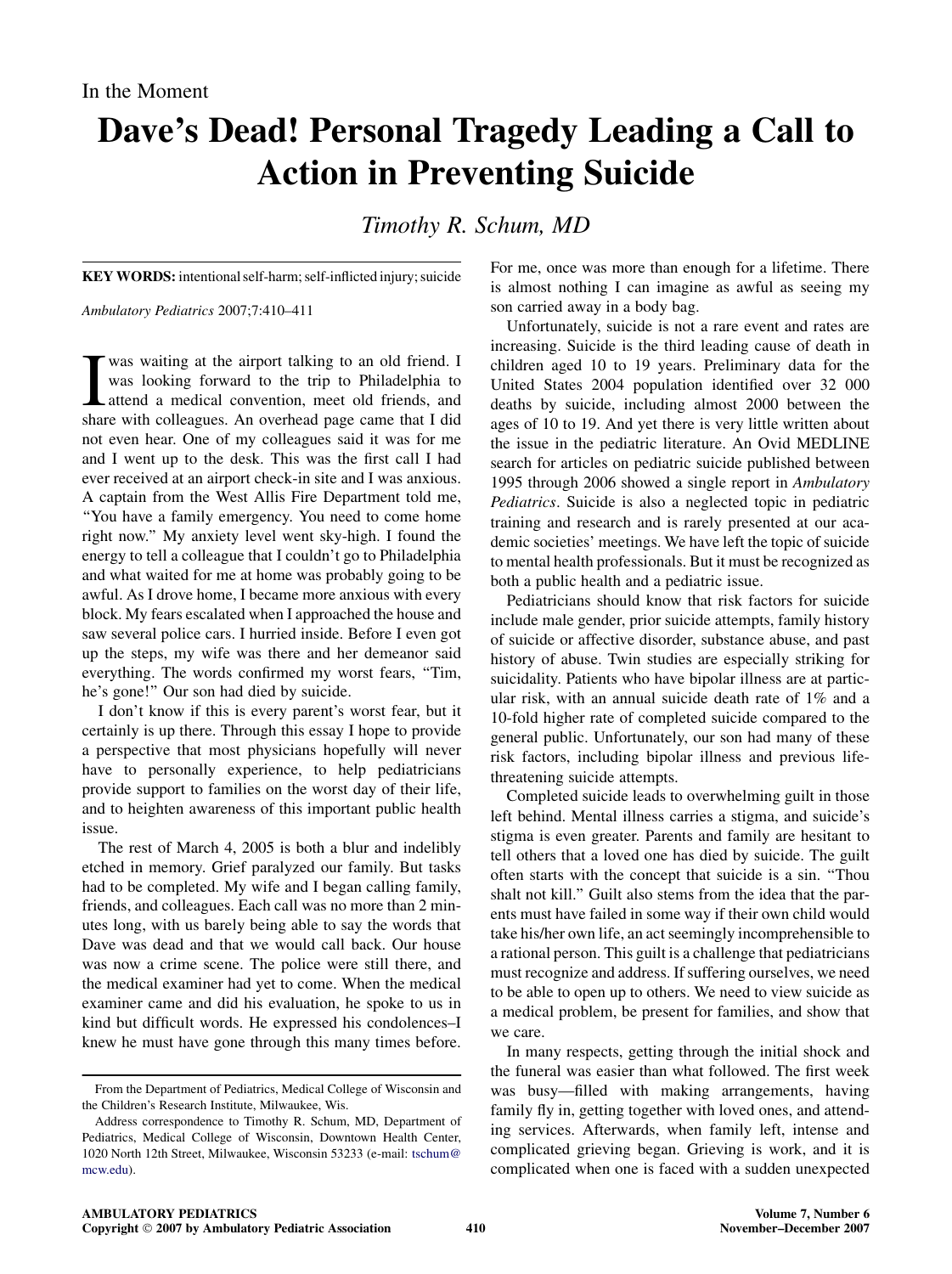In the Moment

# Dave's Dead! Personal Tragedy Leading a Call to Action in Preventing Suicide

*Timothy R. Schum, MD*

**KEY WORDS:** intentional self-harm; self-inflicted injury; suicide

*Ambulatory Pediatrics* 2007;7:410–411

I was waiting at the airport talking to an old friend. I was looking forward to the trip to Philadelphia to attend a medical convention, meet old friends, and share with colleagues. An overhead page came that I did not even hear. One of my colleagues said it was for me and I went up to the desk. This was the first call I had ever received at an airport check-in site and I was anxious. A captain from the West Allis Fire Department told me, "You have a family emergency. You need to come home right now." My anxiety level went sky-high. I found the energy to tell a colleague that I couldn't go to Philadelphia and what waited for me at home was probably going to be awful. As I drove home, I became more anxious with every block. My fears escalated when I approached the house and saw several police cars. I hurried inside. Before I even got up the steps, my wife was there and her demeanor said everything. The words confirmed my worst fears, "Tim, he's gone!" Our son had died by suicide.

I don't know if this is every parent's worst fear, but it certainly is up there. Through this essay I hope to provide a perspective that most physicians hopefully will never have to personally experience, to help pediatricians provide support to families on the worst day of their life, and to heighten awareness of this important public health issue.

The rest of March 4, 2005 is both a blur and indelibly etched in memory. Grief paralyzed our family. But tasks had to be completed. My wife and I began calling family, friends, and colleagues. Each call was no more than 2 minutes long, with us barely being able to say the words that Dave was dead and that we would call back. Our house was now a crime scene. The police were still there, and the medical examiner had yet to come. When the medical examiner came and did his evaluation, he spoke to us in kind but difficult words. He expressed his condolences–I knew he must have gone through this many times before. For me, once was more than enough for a lifetime. There is almost nothing I can imagine as awful as seeing my son carried away in a body bag.

Unfortunately, suicide is not a rare event and rates are increasing. Suicide is the third leading cause of death in children aged 10 to 19 years. Preliminary data for the United States 2004 population identified over 32 000 deaths by suicide, including almost 2000 between the ages of 10 to 19. And yet there is very little written about the issue in the pediatric literature. An Ovid MEDLINE search for articles on pediatric suicide published between 1995 through 2006 showed a single report in *Ambulatory Pediatrics*. Suicide is also a neglected topic in pediatric training and research and is rarely presented at our academic societies' meetings. We have left the topic of suicide to mental health professionals. But it must be recognized as both a public health and a pediatric issue.

Pediatricians should know that risk factors for suicide include male gender, prior suicide attempts, family history of suicide or affective disorder, substance abuse, and past history of abuse. Twin studies are especially striking for suicidality. Patients who have bipolar illness are at particular risk, with an annual suicide death rate of 1% and a 10-fold higher rate of completed suicide compared to the general public. Unfortunately, our son had many of these risk factors, including bipolar illness and previous life-threatening suicide attempts.

Completed suicide leads to overwhelming guilt in those left behind. Mental illness carries a stigma, and suicide's stigma is even greater. Parents and family are hesitant to tell others that a loved one has died by suicide. The guilt often starts with the concept that suicide is a sin. "Thou shalt not kill." Guilt also stems from the idea that the parents must have failed in some way if their own child would take his/her own life, an act seemingly incomprehensible to a rational person. This guilt is a challenge that pediatricians must recognize and address. If suffering ourselves, we need to be able to open up to others. We need to view suicide as a medical problem, be present for families, and show that we care.

In many respects, getting through the initial shock and the funeral was easier than what followed. The first week was busy—filled with making arrangements, having family fly in, getting together with loved ones, and attending services. Afterwards, when family left, intense and complicated grieving began. Grieving is work, and it is complicated when one is faced with a sudden unexpected

---

From the Department of Pediatrics, Medical College of Wisconsin and the Children's Research Institute, Milwaukee, Wis.

Address correspondence to Timothy R. Schum, MD, Department of Pediatrics, Medical College of Wisconsin, Downtown Health Center, 1020 North 12th Street, Milwaukee, Wisconsin 53233 (e-mail: tschum@mcw.edu).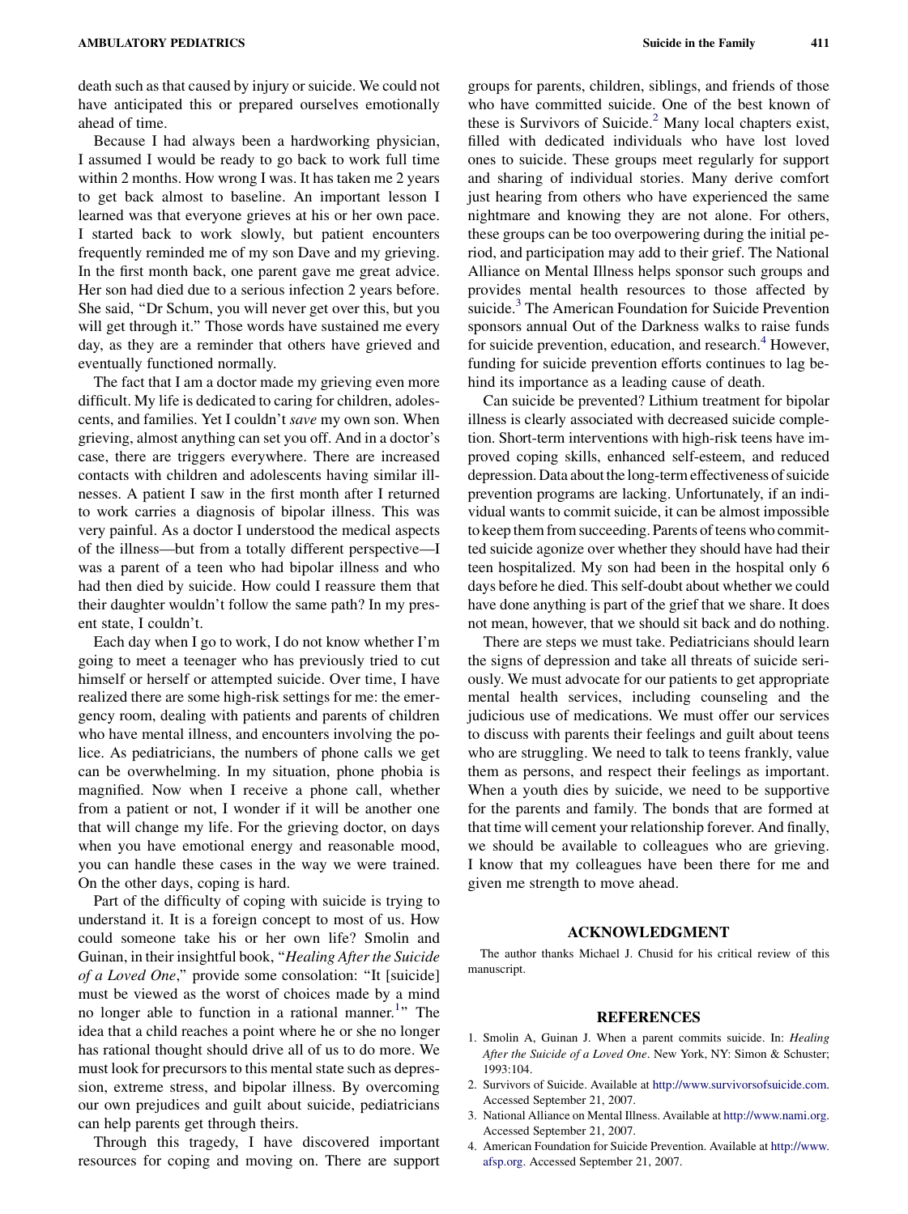death such as that caused by injury or suicide. We could not have anticipated this or prepared ourselves emotionally ahead of time.

Because I had always been a hardworking physician, I assumed I would be ready to go back to work full time within 2 months. How wrong I was. It has taken me 2 years to get back almost to baseline. An important lesson I learned was that everyone grieves at his or her own pace. I started back to work slowly, but patient encounters frequently reminded me of my son Dave and my grieving. In the first month back, one parent gave me great advice. Her son had died due to a serious infection 2 years before. She said, "Dr Schum, you will never get over this, but you will get through it." Those words have sustained me every day, as they are a reminder that others have grieved and eventually functioned normally.

The fact that I am a doctor made my grieving even more difficult. My life is dedicated to caring for children, adolescents, and families. Yet I couldn't *save* my own son. When grieving, almost anything can set you off. And in a doctor's case, there are triggers everywhere. There are increased contacts with children and adolescents having similar illnesses. A patient I saw in the first month after I returned to work carries a diagnosis of bipolar illness. This was very painful. As a doctor I understood the medical aspects of the illness—but from a totally different perspective—I was a parent of a teen who had bipolar illness and who had then died by suicide. How could I reassure them that their daughter wouldn't follow the same path? In my present state, I couldn't.

Each day when I go to work, I do not know whether I'm going to meet a teenager who has previously tried to cut himself or herself or attempted suicide. Over time, I have realized there are some high-risk settings for me: the emergency room, dealing with patients and parents of children who have mental illness, and encounters involving the police. As pediatricians, the numbers of phone calls we get can be overwhelming. In my situation, phone phobia is magnified. Now when I receive a phone call, whether from a patient or not, I wonder if it will be another one that will change my life. For the grieving doctor, on days when you have emotional energy and reasonable mood, you can handle these cases in the way we were trained. On the other days, coping is hard.

Part of the difficulty of coping with suicide is trying to understand it. It is a foreign concept to most of us. How could someone take his or her own life? Smolin and Guinan, in their insightful book, "*Healing After the Suicide of a Loved One*," provide some consolation: "It [suicide] must be viewed as the worst of choices made by a mind no longer able to function in a rational manner.[1]" The idea that a child reaches a point where he or she no longer has rational thought should drive all of us to do more. We must look for precursors to this mental state such as depression, extreme stress, and bipolar illness. By overcoming our own prejudices and guilt about suicide, pediatricians can help parents get through theirs.

Through this tragedy, I have discovered important resources for coping and moving on. There are support groups for parents, children, siblings, and friends of those who have committed suicide. One of the best known of these is Survivors of Suicide.[2] Many local chapters exist, filled with dedicated individuals who have lost loved ones to suicide. These groups meet regularly for support and sharing of individual stories. Many derive comfort just hearing from others who have experienced the same nightmare and knowing they are not alone. For others, these groups can be too overpowering during the initial period, and participation may add to their grief. The National Alliance on Mental Illness helps sponsor such groups and provides mental health resources to those affected by suicide.[3] The American Foundation for Suicide Prevention sponsors annual Out of the Darkness walks to raise funds for suicide prevention, education, and research.[4] However, funding for suicide prevention efforts continues to lag behind its importance as a leading cause of death.

Can suicide be prevented? Lithium treatment for bipolar illness is clearly associated with decreased suicide completion. Short-term interventions with high-risk teens have improved coping skills, enhanced self-esteem, and reduced depression. Data about the long-term effectiveness of suicide prevention programs are lacking. Unfortunately, if an individual wants to commit suicide, it can be almost impossible to keep them from succeeding. Parents of teens who committed suicide agonize over whether they should have had their teen hospitalized. My son had been in the hospital only 6 days before he died. This self-doubt about whether we could have done anything is part of the grief that we share. It does not mean, however, that we should sit back and do nothing.

There are steps we must take. Pediatricians should learn the signs of depression and take all threats of suicide seriously. We must advocate for our patients to get appropriate mental health services, including counseling and the judicious use of medications. We must offer our services to discuss with parents their feelings and guilt about teens who are struggling. We need to talk to teens frankly, value them as persons, and respect their feelings as important. When a youth dies by suicide, we need to be supportive for the parents and family. The bonds that are formed at that time will cement your relationship forever. And finally, we should be available to colleagues who are grieving. I know that my colleagues have been there for me and given me strength to move ahead.

## ACKNOWLEDGMENT

The author thanks Michael J. Chusid for his critical review of this manuscript.

## REFERENCES

1. Smolin A, Guinan J. When a parent commits suicide. In: *Healing After the Suicide of a Loved One*. New York, NY: Simon & Schuster; 1993:104.
2. Survivors of Suicide. Available at http://www.survivorsofsuicide.com. Accessed September 21, 2007.
3. National Alliance on Mental Illness. Available at http://www.nami.org. Accessed September 21, 2007.
4. American Foundation for Suicide Prevention. Available at http://www.afsp.org. Accessed September 21, 2007.